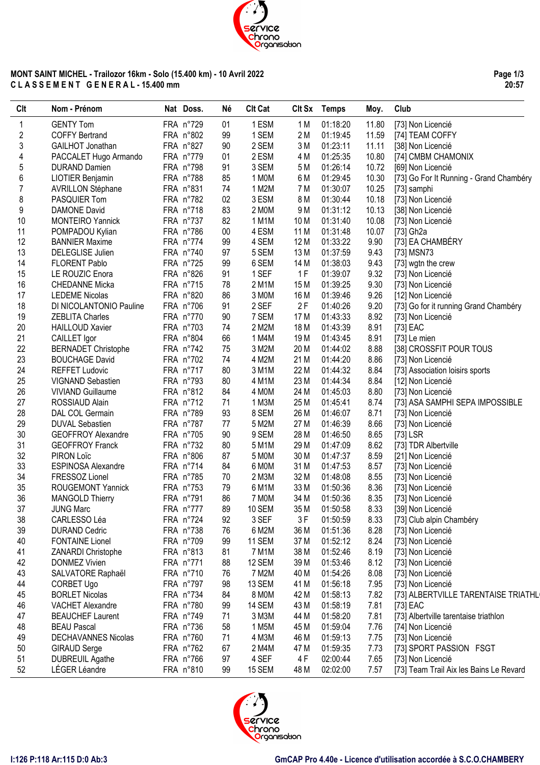**MONT SAINT MICHEL - Trailozor 16km - Solo (15.400 km) - 10 Avril 2022**
**C L A S S E M E N T   G E N E R A L - 15.400 mm**

| Clt | Nom - Prénom | Nat | Doss. | Né | Clt Cat | Clt Sx | Temps | Moy. | Club |
|---|---|---|---|---|---|---|---|---|---|
| 1 | GENTY Tom | FRA | n°729 | 01 | 1 ESM | 1 M | 01:18:20 | 11.80 | [73] Non Licencié |
| 2 | COFFY Bertrand | FRA | n°802 | 99 | 1 SEM | 2 M | 01:19:45 | 11.59 | [74] TEAM COFFY |
| 3 | GAILHOT Jonathan | FRA | n°827 | 90 | 2 SEM | 3 M | 01:23:11 | 11.11 | [38] Non Licencié |
| 4 | PACCALET Hugo Armando | FRA | n°779 | 01 | 2 ESM | 4 M | 01:25:35 | 10.80 | [74] CMBM CHAMONIX |
| 5 | DURAND Damien | FRA | n°798 | 91 | 3 SEM | 5 M | 01:26:14 | 10.72 | [69] Non Licencié |
| 6 | LIOTIER Benjamin | FRA | n°788 | 85 | 1 M0M | 6 M | 01:29:45 | 10.30 | [73] Go For It Running - Grand Chambéry |
| 7 | AVRILLON Stéphane | FRA | n°831 | 74 | 1 M2M | 7 M | 01:30:07 | 10.25 | [73] samphi |
| 8 | PASQUIER Tom | FRA | n°782 | 02 | 3 ESM | 8 M | 01:30:44 | 10.18 | [73] Non Licencié |
| 9 | DAMONE David | FRA | n°718 | 83 | 2 M0M | 9 M | 01:31:12 | 10.13 | [38] Non Licencié |
| 10 | MONTEIRO Yannick | FRA | n°737 | 82 | 1 M1M | 10 M | 01:31:40 | 10.08 | [73] Non Licencié |
| 11 | POMPADOU Kylian | FRA | n°786 | 00 | 4 ESM | 11 M | 01:31:48 | 10.07 | [73] Gh2a |
| 12 | BANNIER Maxime | FRA | n°774 | 99 | 4 SEM | 12 M | 01:33:22 | 9.90 | [73] EA CHAMBÉRY |
| 13 | DELEGLISE Julien | FRA | n°740 | 97 | 5 SEM | 13 M | 01:37:59 | 9.43 | [73] MSN73 |
| 14 | FLORENT Pablo | FRA | n°725 | 99 | 6 SEM | 14 M | 01:38:03 | 9.43 | [73] wgtn the crew |
| 15 | LE ROUZIC Enora | FRA | n°826 | 91 | 1 SEF | 1 F | 01:39:07 | 9.32 | [73] Non Licencié |
| 16 | CHEDANNE Micka | FRA | n°715 | 78 | 2 M1M | 15 M | 01:39:25 | 9.30 | [73] Non Licencié |
| 17 | LEDEME Nicolas | FRA | n°820 | 86 | 3 M0M | 16 M | 01:39:46 | 9.26 | [12] Non Licencié |
| 18 | DI NICOLANTONIO Pauline | FRA | n°706 | 91 | 2 SEF | 2 F | 01:40:26 | 9.20 | [73] Go for it running Grand Chambéry |
| 19 | ZEBLITA Charles | FRA | n°770 | 90 | 7 SEM | 17 M | 01:43:33 | 8.92 | [73] Non Licencié |
| 20 | HAILLOUD Xavier | FRA | n°703 | 74 | 2 M2M | 18 M | 01:43:39 | 8.91 | [73] EAC |
| 21 | CAILLET Igor | FRA | n°804 | 66 | 1 M4M | 19 M | 01:43:45 | 8.91 | [73] Le mien |
| 22 | BERNADET Christophe | FRA | n°742 | 75 | 3 M2M | 20 M | 01:44:02 | 8.88 | [38] CROSSFIT POUR TOUS |
| 23 | BOUCHAGE David | FRA | n°702 | 74 | 4 M2M | 21 M | 01:44:20 | 8.86 | [73] Non Licencié |
| 24 | REFFET Ludovic | FRA | n°717 | 80 | 3 M1M | 22 M | 01:44:32 | 8.84 | [73] Association loisirs sports |
| 25 | VIGNAND Sebastien | FRA | n°793 | 80 | 4 M1M | 23 M | 01:44:34 | 8.84 | [12] Non Licencié |
| 26 | VIVIAND Guillaume | FRA | n°812 | 84 | 4 M0M | 24 M | 01:45:03 | 8.80 | [73] Non Licencié |
| 27 | ROSSIAUD Alain | FRA | n°712 | 71 | 1 M3M | 25 M | 01:45:41 | 8.74 | [73] ASA SAMPHI SEPA IMPOSSIBLE |
| 28 | DAL COL Germain | FRA | n°789 | 93 | 8 SEM | 26 M | 01:46:07 | 8.71 | [73] Non Licencié |
| 29 | DUVAL Sebastien | FRA | n°787 | 77 | 5 M2M | 27 M | 01:46:39 | 8.66 | [73] Non Licencié |
| 30 | GEOFFROY Alexandre | FRA | n°705 | 90 | 9 SEM | 28 M | 01:46:50 | 8.65 | [73] LSR |
| 31 | GEOFFROY Franck | FRA | n°732 | 80 | 5 M1M | 29 M | 01:47:09 | 8.62 | [73] TDR Albertville |
| 32 | PIRON Loïc | FRA | n°806 | 87 | 5 M0M | 30 M | 01:47:37 | 8.59 | [21] Non Licencié |
| 33 | ESPINOSA Alexandre | FRA | n°714 | 84 | 6 M0M | 31 M | 01:47:53 | 8.57 | [73] Non Licencié |
| 34 | FRESSOZ Lionel | FRA | n°785 | 70 | 2 M3M | 32 M | 01:48:08 | 8.55 | [73] Non Licencié |
| 35 | ROUGEMONT Yannick | FRA | n°753 | 79 | 6 M1M | 33 M | 01:50:36 | 8.36 | [73] Non Licencié |
| 36 | MANGOLD Thierry | FRA | n°791 | 86 | 7 M0M | 34 M | 01:50:36 | 8.35 | [73] Non Licencié |
| 37 | JUNG Marc | FRA | n°777 | 89 | 10 SEM | 35 M | 01:50:58 | 8.33 | [39] Non Licencié |
| 38 | CARLESSO Léa | FRA | n°724 | 92 | 3 SEF | 3 F | 01:50:59 | 8.33 | [73] Club alpin Chambéry |
| 39 | DURAND Cedric | FRA | n°738 | 76 | 6 M2M | 36 M | 01:51:36 | 8.28 | [73] Non Licencié |
| 40 | FONTAINE Lionel | FRA | n°709 | 99 | 11 SEM | 37 M | 01:52:12 | 8.24 | [73] Non Licencié |
| 41 | ZANARDI Christophe | FRA | n°813 | 81 | 7 M1M | 38 M | 01:52:46 | 8.19 | [73] Non Licencié |
| 42 | DONMEZ Vivien | FRA | n°771 | 88 | 12 SEM | 39 M | 01:53:46 | 8.12 | [73] Non Licencié |
| 43 | SALVATORE Raphaël | FRA | n°710 | 76 | 7 M2M | 40 M | 01:54:26 | 8.08 | [73] Non Licencié |
| 44 | CORBET Ugo | FRA | n°797 | 98 | 13 SEM | 41 M | 01:56:18 | 7.95 | [73] Non Licencié |
| 45 | BORLET Nicolas | FRA | n°734 | 84 | 8 M0M | 42 M | 01:58:13 | 7.82 | [73] ALBERTVILLE TARENTAISE TRIATHL |
| 46 | VACHET Alexandre | FRA | n°780 | 99 | 14 SEM | 43 M | 01:58:19 | 7.81 | [73] EAC |
| 47 | BEAUCHEF Laurent | FRA | n°749 | 71 | 3 M3M | 44 M | 01:58:20 | 7.81 | [73] Albertville tarentaise triathlon |
| 48 | BEAU Pascal | FRA | n°736 | 58 | 1 M5M | 45 M | 01:59:04 | 7.76 | [74] Non Licencié |
| 49 | DECHAVANNES Nicolas | FRA | n°760 | 71 | 4 M3M | 46 M | 01:59:13 | 7.75 | [73] Non Licencié |
| 50 | GIRAUD Serge | FRA | n°762 | 67 | 2 M4M | 47 M | 01:59:35 | 7.73 | [73] SPORT PASSION FSGT |
| 51 | DUBREUIL Agathe | FRA | n°766 | 97 | 4 SEF | 4 F | 02:00:44 | 7.65 | [73] Non Licencié |
| 52 | LÉGER Léandre | FRA | n°810 | 99 | 15 SEM | 48 M | 02:02:00 | 7.57 | [73] Team Trail Aix les Bains Le Revard |

I:126 P:118 Ar:115 D:0 Ab:3

GmCAP Pro 4.40e - Licence d'utilisation accordée à S.C.O.CHAMBERY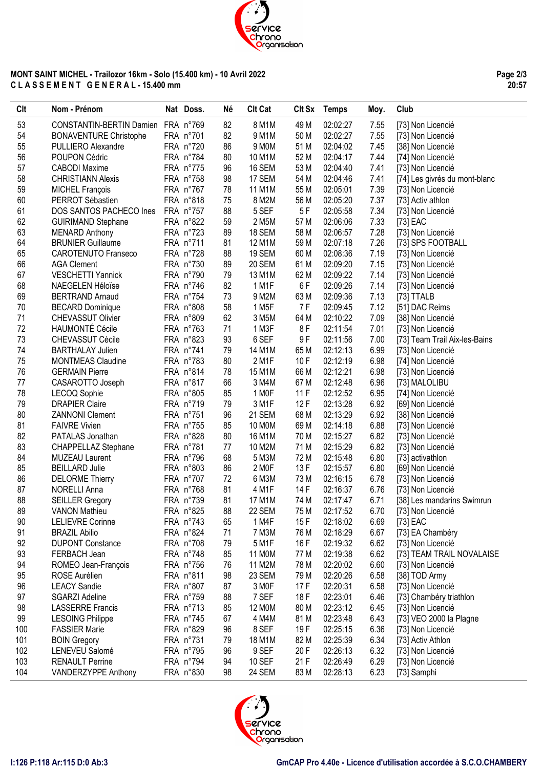**MONT SAINT MICHEL - Trailozor 16km - Solo (15.400 km) - 10 Avril 2022**
**C L A S S E M E N T   G E N E R A L - 15.400 mm**

| Clt | Nom - Prénom | Nat | Doss. | Né | Clt Cat | Clt Sx | Temps | Moy. | Club |
|---|---|---|---|---|---|---|---|---|---|
| 53 | CONSTANTIN-BERTIN Damien | FRA | n°769 | 82 | 8 M1M | 49 M | 02:02:27 | 7.55 | [73] Non Licencié |
| 54 | BONAVENTURE Christophe | FRA | n°701 | 82 | 9 M1M | 50 M | 02:02:27 | 7.55 | [73] Non Licencié |
| 55 | PULLIERO Alexandre | FRA | n°720 | 86 | 9 M0M | 51 M | 02:04:02 | 7.45 | [38] Non Licencié |
| 56 | POUPON Cédric | FRA | n°784 | 80 | 10 M1M | 52 M | 02:04:17 | 7.44 | [74] Non Licencié |
| 57 | CABODI Maxime | FRA | n°775 | 96 | 16 SEM | 53 M | 02:04:40 | 7.41 | [73] Non Licencié |
| 58 | CHRISTIANN Alexis | FRA | n°758 | 98 | 17 SEM | 54 M | 02:04:46 | 7.41 | [74] Les givrés du mont-blanc |
| 59 | MICHEL François | FRA | n°767 | 78 | 11 M1M | 55 M | 02:05:01 | 7.39 | [73] Non Licencié |
| 60 | PERROT Sébastien | FRA | n°818 | 75 | 8 M2M | 56 M | 02:05:20 | 7.37 | [73] Activ athlon |
| 61 | DOS SANTOS PACHECO Ines | FRA | n°757 | 88 | 5 SEF | 5 F | 02:05:58 | 7.34 | [73] Non Licencié |
| 62 | GUIRIMAND Stephane | FRA | n°822 | 59 | 2 M5M | 57 M | 02:06:06 | 7.33 | [73] EAC |
| 63 | MENARD Anthony | FRA | n°723 | 89 | 18 SEM | 58 M | 02:06:57 | 7.28 | [73] Non Licencié |
| 64 | BRUNIER Guillaume | FRA | n°711 | 81 | 12 M1M | 59 M | 02:07:18 | 7.26 | [73] SPS FOOTBALL |
| 65 | CAROTENUTO Franseco | FRA | n°728 | 88 | 19 SEM | 60 M | 02:08:36 | 7.19 | [73] Non Licencié |
| 66 | AGA Clement | FRA | n°730 | 89 | 20 SEM | 61 M | 02:09:20 | 7.15 | [73] Non Licencié |
| 67 | VESCHETTI Yannick | FRA | n°790 | 79 | 13 M1M | 62 M | 02:09:22 | 7.14 | [73] Non Licencié |
| 68 | NAEGELEN Héloïse | FRA | n°746 | 82 | 1 M1F | 6 F | 02:09:26 | 7.14 | [73] Non Licencié |
| 69 | BERTRAND Arnaud | FRA | n°754 | 73 | 9 M2M | 63 M | 02:09:36 | 7.13 | [73] TTALB |
| 70 | BECARD Dominique | FRA | n°808 | 58 | 1 M5F | 7 F | 02:09:45 | 7.12 | [51] DAC Reims |
| 71 | CHEVASSUT Olivier | FRA | n°809 | 62 | 3 M5M | 64 M | 02:10:22 | 7.09 | [38] Non Licencié |
| 72 | HAUMONTÉ Cécile | FRA | n°763 | 71 | 1 M3F | 8 F | 02:11:54 | 7.01 | [73] Non Licencié |
| 73 | CHEVASSUT Cécile | FRA | n°823 | 93 | 6 SEF | 9 F | 02:11:56 | 7.00 | [73] Team Trail Aix-les-Bains |
| 74 | BARTHALAY Julien | FRA | n°741 | 79 | 14 M1M | 65 M | 02:12:13 | 6.99 | [73] Non Licencié |
| 75 | MONTMEAS Claudine | FRA | n°783 | 80 | 2 M1F | 10 F | 02:12:19 | 6.98 | [74] Non Licencié |
| 76 | GERMAIN Pierre | FRA | n°814 | 78 | 15 M1M | 66 M | 02:12:21 | 6.98 | [73] Non Licencié |
| 77 | CASAROTTO Joseph | FRA | n°817 | 66 | 3 M4M | 67 M | 02:12:48 | 6.96 | [73] MALOLIBU |
| 78 | LECOQ Sophie | FRA | n°805 | 85 | 1 M0F | 11 F | 02:12:52 | 6.95 | [74] Non Licencié |
| 79 | DRAPIER Claire | FRA | n°719 | 79 | 3 M1F | 12 F | 02:13:28 | 6.92 | [69] Non Licencié |
| 80 | ZANNONI Clement | FRA | n°751 | 96 | 21 SEM | 68 M | 02:13:29 | 6.92 | [38] Non Licencié |
| 81 | FAIVRE Vivien | FRA | n°755 | 85 | 10 M0M | 69 M | 02:14:18 | 6.88 | [73] Non Licencié |
| 82 | PATALAS Jonathan | FRA | n°828 | 80 | 16 M1M | 70 M | 02:15:27 | 6.82 | [73] Non Licencié |
| 83 | CHAPPELLAZ Stephane | FRA | n°781 | 77 | 10 M2M | 71 M | 02:15:29 | 6.82 | [73] Non Licencié |
| 84 | MUZEAU Laurent | FRA | n°796 | 68 | 5 M3M | 72 M | 02:15:48 | 6.80 | [73] activathlon |
| 85 | BEILLARD Julie | FRA | n°803 | 86 | 2 M0F | 13 F | 02:15:57 | 6.80 | [69] Non Licencié |
| 86 | DELORME Thierry | FRA | n°707 | 72 | 6 M3M | 73 M | 02:16:15 | 6.78 | [73] Non Licencié |
| 87 | NORELLI Anna | FRA | n°768 | 81 | 4 M1F | 14 F | 02:16:37 | 6.76 | [73] Non Licencié |
| 88 | SEILLER Gregory | FRA | n°739 | 81 | 17 M1M | 74 M | 02:17:47 | 6.71 | [38] Les mandarins Swimrun |
| 89 | VANON Mathieu | FRA | n°825 | 88 | 22 SEM | 75 M | 02:17:52 | 6.70 | [73] Non Licencié |
| 90 | LELIEVRE Corinne | FRA | n°743 | 65 | 1 M4F | 15 F | 02:18:02 | 6.69 | [73] EAC |
| 91 | BRAZIL Abilio | FRA | n°824 | 71 | 7 M3M | 76 M | 02:18:29 | 6.67 | [73] EA Chambéry |
| 92 | DUPONT Constance | FRA | n°708 | 79 | 5 M1F | 16 F | 02:19:32 | 6.62 | [73] Non Licencié |
| 93 | FERBACH Jean | FRA | n°748 | 85 | 11 M0M | 77 M | 02:19:38 | 6.62 | [73] TEAM TRAIL NOVALAISE |
| 94 | ROMEO Jean-François | FRA | n°756 | 76 | 11 M2M | 78 M | 02:20:02 | 6.60 | [73] Non Licencié |
| 95 | ROSE Aurélien | FRA | n°811 | 98 | 23 SEM | 79 M | 02:20:26 | 6.58 | [38] TOD Army |
| 96 | LEACY Sandie | FRA | n°807 | 87 | 3 M0F | 17 F | 02:20:31 | 6.58 | [73] Non Licencié |
| 97 | SGARZI Adeline | FRA | n°759 | 88 | 7 SEF | 18 F | 02:23:01 | 6.46 | [73] Chambéry triathlon |
| 98 | LASSERRE Francis | FRA | n°713 | 85 | 12 M0M | 80 M | 02:23:12 | 6.45 | [73] Non Licencié |
| 99 | LESOING Philippe | FRA | n°745 | 67 | 4 M4M | 81 M | 02:23:48 | 6.43 | [73] VEO 2000 la Plagne |
| 100 | FASSIER Marie | FRA | n°829 | 96 | 8 SEF | 19 F | 02:25:15 | 6.36 | [73] Non Licencié |
| 101 | BOIN Gregory | FRA | n°731 | 79 | 18 M1M | 82 M | 02:25:39 | 6.34 | [73] Activ Athlon |
| 102 | LENEVEU Salomé | FRA | n°795 | 96 | 9 SEF | 20 F | 02:26:13 | 6.32 | [73] Non Licencié |
| 103 | RENAULT Perrine | FRA | n°794 | 94 | 10 SEF | 21 F | 02:26:49 | 6.29 | [73] Non Licencié |
| 104 | VANDERZYPPE Anthony | FRA | n°830 | 98 | 24 SEM | 83 M | 02:28:13 | 6.23 | [73] Samphi |

I:126 P:118 Ar:115 D:0 Ab:3

GmCAP Pro 4.40e - Licence d'utilisation accordée à S.C.O.CHAMBERY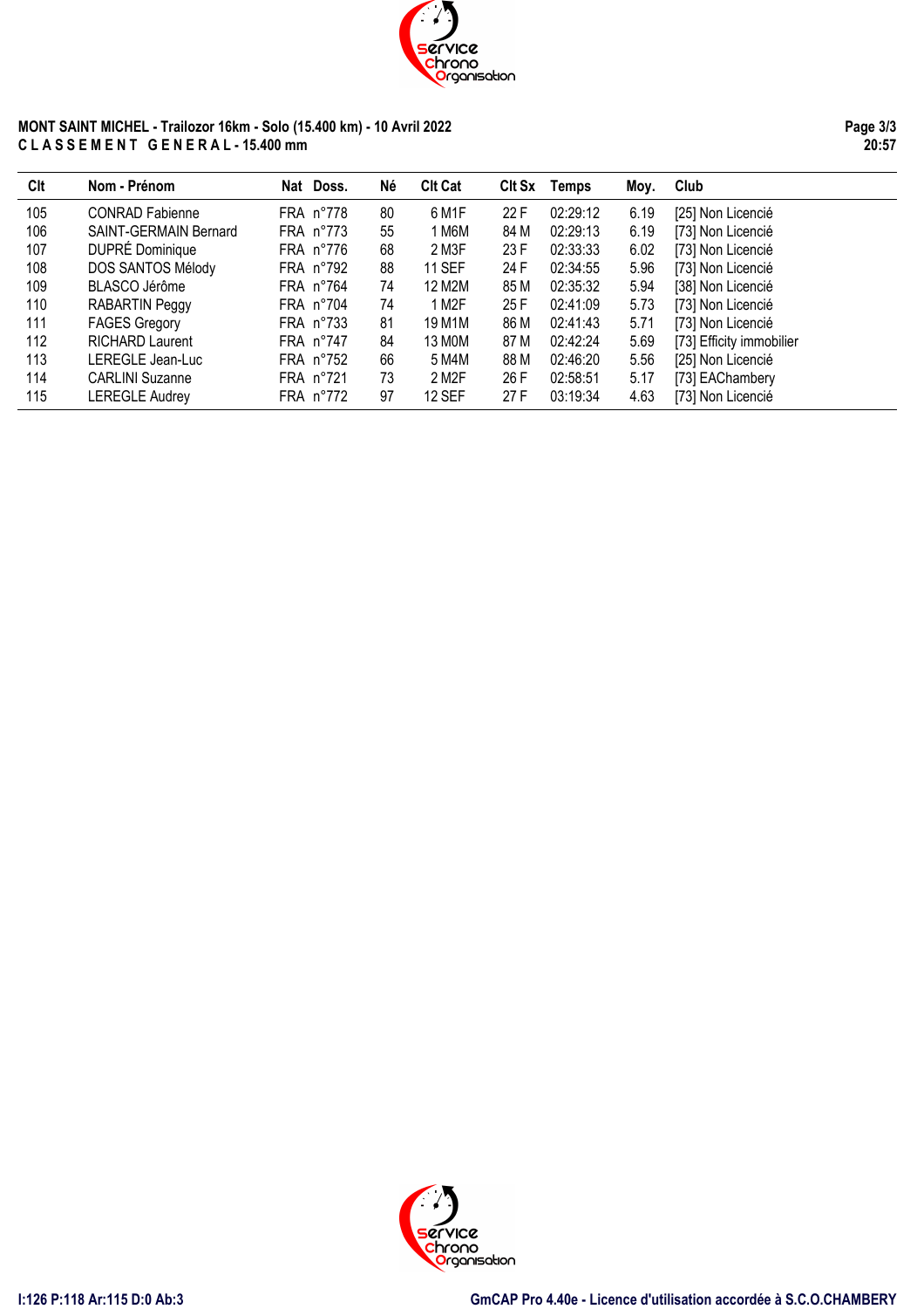**MONT SAINT MICHEL - Trailozor 16km - Solo (15.400 km) - 10 Avril 2022**
**C L A S S E M E N T G E N E R A L - 15.400 mm**

| Clt | Nom - Prénom | Nat | Doss. | Né | Clt Cat | Clt Sx | Temps | Moy. | Club |
|---|---|---|---|---|---|---|---|---|---|
| 105 | CONRAD Fabienne | FRA | n°778 | 80 | 6 M1F | 22 F | 02:29:12 | 6.19 | [25] Non Licencié |
| 106 | SAINT-GERMAIN Bernard | FRA | n°773 | 55 | 1 M6M | 84 M | 02:29:13 | 6.19 | [73] Non Licencié |
| 107 | DUPRÉ Dominique | FRA | n°776 | 68 | 2 M3F | 23 F | 02:33:33 | 6.02 | [73] Non Licencié |
| 108 | DOS SANTOS Mélody | FRA | n°792 | 88 | 11 SEF | 24 F | 02:34:55 | 5.96 | [73] Non Licencié |
| 109 | BLASCO Jérôme | FRA | n°764 | 74 | 12 M2M | 85 M | 02:35:32 | 5.94 | [38] Non Licencié |
| 110 | RABARTIN Peggy | FRA | n°704 | 74 | 1 M2F | 25 F | 02:41:09 | 5.73 | [73] Non Licencié |
| 111 | FAGES Gregory | FRA | n°733 | 81 | 19 M1M | 86 M | 02:41:43 | 5.71 | [73] Non Licencié |
| 112 | RICHARD Laurent | FRA | n°747 | 84 | 13 M0M | 87 M | 02:42:24 | 5.69 | [73] Efficity immobilier |
| 113 | LEREGLE Jean-Luc | FRA | n°752 | 66 | 5 M4M | 88 M | 02:46:20 | 5.56 | [25] Non Licencié |
| 114 | CARLINI Suzanne | FRA | n°721 | 73 | 2 M2F | 26 F | 02:58:51 | 5.17 | [73] EAChambery |
| 115 | LEREGLE Audrey | FRA | n°772 | 97 | 12 SEF | 27 F | 03:19:34 | 4.63 | [73] Non Licencié |

I:126 P:118 Ar:115 D:0 Ab:3

GmCAP Pro 4.40e - Licence d'utilisation accordée à S.C.O.CHAMBERY